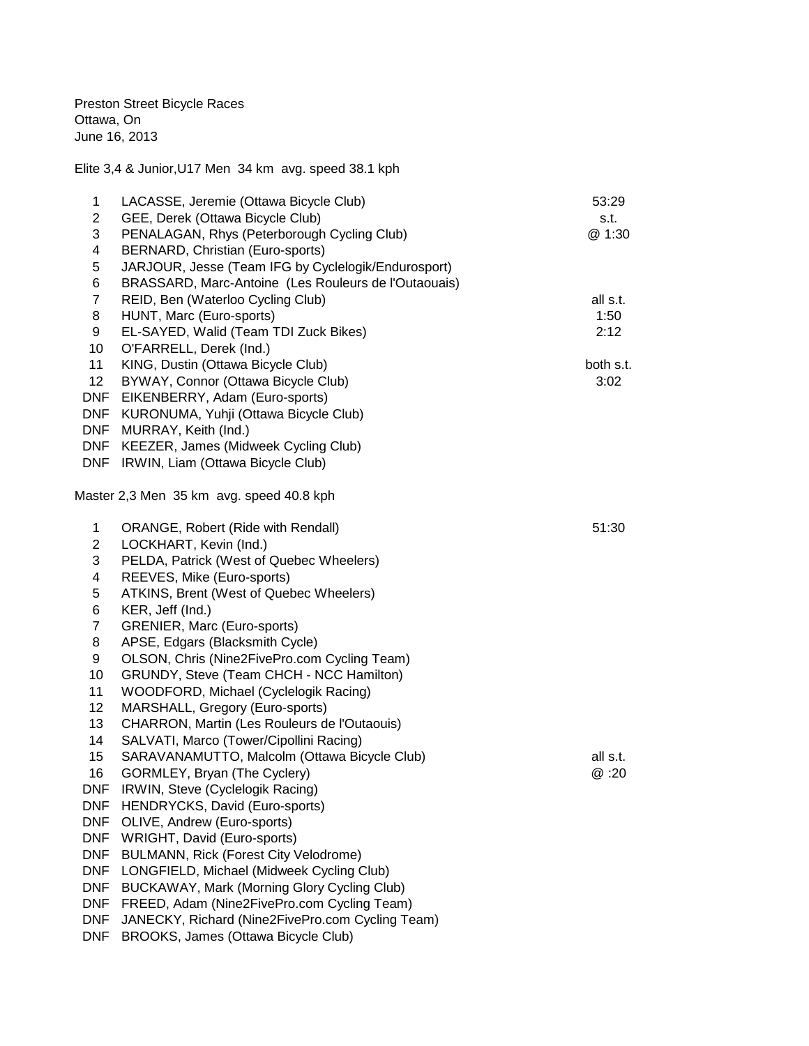Preston Street Bicycle Races
Ottawa, On
June 16, 2013

Elite 3,4 & Junior,U17 Men 34 km avg. speed 38.1 kph

| Place | Name | Time |
|---|---|---|
| 1 | LACASSE, Jeremie (Ottawa Bicycle Club) | 53:29 |
| 2 | GEE, Derek (Ottawa Bicycle Club) | s.t. |
| 3 | PENALAGAN, Rhys (Peterborough Cycling Club) | @ 1:30 |
| 4 | BERNARD, Christian (Euro-sports) | |
| 5 | JARJOUR, Jesse (Team IFG by Cyclelogik/Endurosport) | |
| 6 | BRASSARD, Marc-Antoine (Les Rouleurs de l'Outaouais) | |
| 7 | REID, Ben (Waterloo Cycling Club) | all s.t. |
| 8 | HUNT, Marc (Euro-sports) | 1:50 |
| 9 | EL-SAYED, Walid (Team TDI Zuck Bikes) | 2:12 |
| 10 | O'FARRELL, Derek (Ind.) | |
| 11 | KING, Dustin (Ottawa Bicycle Club) | both s.t. |
| 12 | BYWAY, Connor (Ottawa Bicycle Club) | 3:02 |
| DNF | EIKENBERRY, Adam (Euro-sports) | |
| DNF | KURONUMA, Yuhji (Ottawa Bicycle Club) | |
| DNF | MURRAY, Keith (Ind.) | |
| DNF | KEEZER, James (Midweek Cycling Club) | |
| DNF | IRWIN, Liam (Ottawa Bicycle Club) | |

Master 2,3 Men 35 km avg. speed 40.8 kph

| Place | Name | Time |
|---|---|---|
| 1 | ORANGE, Robert (Ride with Rendall) | 51:30 |
| 2 | LOCKHART, Kevin (Ind.) | |
| 3 | PELDA, Patrick (West of Quebec Wheelers) | |
| 4 | REEVES, Mike (Euro-sports) | |
| 5 | ATKINS, Brent (West of Quebec Wheelers) | |
| 6 | KER, Jeff (Ind.) | |
| 7 | GRENIER, Marc (Euro-sports) | |
| 8 | APSE, Edgars (Blacksmith Cycle) | |
| 9 | OLSON, Chris (Nine2FivePro.com Cycling Team) | |
| 10 | GRUNDY, Steve (Team CHCH - NCC Hamilton) | |
| 11 | WOODFORD, Michael (Cyclelogik Racing) | |
| 12 | MARSHALL, Gregory (Euro-sports) | |
| 13 | CHARRON, Martin (Les Rouleurs de l'Outaouis) | |
| 14 | SALVATI, Marco (Tower/Cipollini Racing) | |
| 15 | SARAVANAMUTTO, Malcolm (Ottawa Bicycle Club) | all s.t. |
| 16 | GORMLEY, Bryan (The Cyclery) | @ :20 |
| DNF | IRWIN, Steve (Cyclelogik Racing) | |
| DNF | HENDRYCKS, David (Euro-sports) | |
| DNF | OLIVE, Andrew (Euro-sports) | |
| DNF | WRIGHT, David (Euro-sports) | |
| DNF | BULMANN, Rick (Forest City Velodrome) | |
| DNF | LONGFIELD, Michael (Midweek Cycling Club) | |
| DNF | BUCKAWAY, Mark (Morning Glory Cycling Club) | |
| DNF | FREED, Adam (Nine2FivePro.com Cycling Team) | |
| DNF | JANECKY, Richard (Nine2FivePro.com Cycling Team) | |
| DNF | BROOKS, James (Ottawa Bicycle Club) | |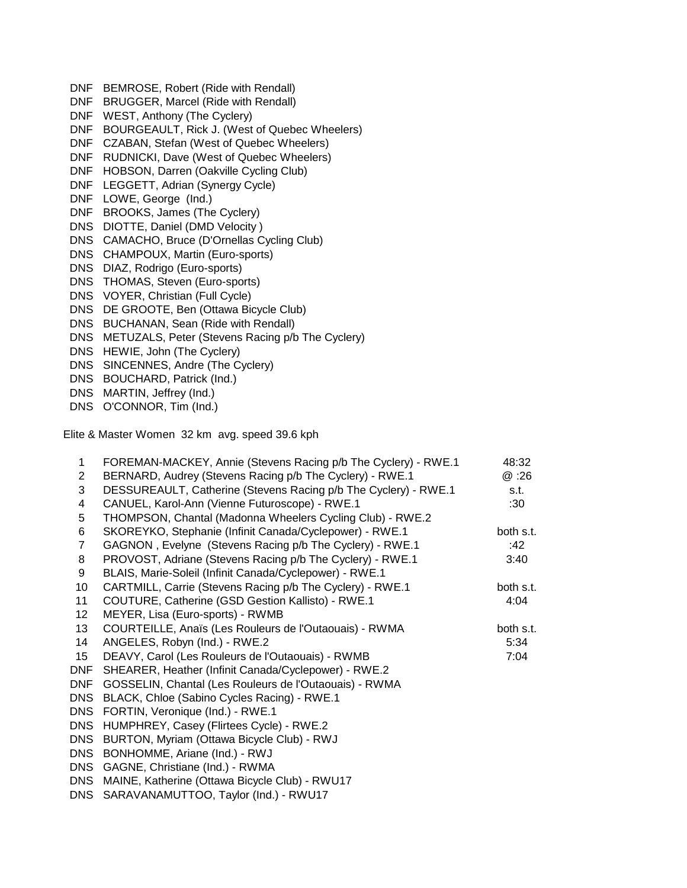| | | |
|---|---|---|
| DNF | BEMROSE, Robert (Ride with Rendall) | |
| DNF | BRUGGER, Marcel (Ride with Rendall) | |
| DNF | WEST, Anthony (The Cyclery) | |
| DNF | BOURGEAULT, Rick J. (West of Quebec Wheelers) | |
| DNF | CZABAN, Stefan (West of Quebec Wheelers) | |
| DNF | RUDNICKI, Dave (West of Quebec Wheelers) | |
| DNF | HOBSON, Darren (Oakville Cycling Club) | |
| DNF | LEGGETT, Adrian (Synergy Cycle) | |
| DNF | LOWE, George (Ind.) | |
| DNF | BROOKS, James (The Cyclery) | |
| DNS | DIOTTE, Daniel (DMD Velocity ) | |
| DNS | CAMACHO, Bruce (D'Ornellas Cycling Club) | |
| DNS | CHAMPOUX, Martin (Euro-sports) | |
| DNS | DIAZ, Rodrigo (Euro-sports) | |
| DNS | THOMAS, Steven (Euro-sports) | |
| DNS | VOYER, Christian (Full Cycle) | |
| DNS | DE GROOTE, Ben (Ottawa Bicycle Club) | |
| DNS | BUCHANAN, Sean (Ride with Rendall) | |
| DNS | METUZALS, Peter (Stevens Racing p/b The Cyclery) | |
| DNS | HEWIE, John (The Cyclery) | |
| DNS | SINCENNES, Andre (The Cyclery) | |
| DNS | BOUCHARD, Patrick (Ind.) | |
| DNS | MARTIN, Jeffrey (Ind.) | |
| DNS | O'CONNOR, Tim (Ind.) | |

Elite & Master Women 32 km avg. speed 39.6 kph

| | | |
|---|---|---|
| 1 | FOREMAN-MACKEY, Annie (Stevens Racing p/b The Cyclery) - RWE.1 | 48:32 |
| 2 | BERNARD, Audrey (Stevens Racing p/b The Cyclery) - RWE.1 | @ :26 |
| 3 | DESSUREAULT, Catherine (Stevens Racing p/b The Cyclery) - RWE.1 | s.t. |
| 4 | CANUEL, Karol-Ann (Vienne Futuroscope) - RWE.1 | :30 |
| 5 | THOMPSON, Chantal (Madonna Wheelers Cycling Club) - RWE.2 | |
| 6 | SKOREYKO, Stephanie (Infinit Canada/Cyclepower) - RWE.1 | both s.t. |
| 7 | GAGNON , Evelyne (Stevens Racing p/b The Cyclery) - RWE.1 | :42 |
| 8 | PROVOST, Adriane (Stevens Racing p/b The Cyclery) - RWE.1 | 3:40 |
| 9 | BLAIS, Marie-Soleil (Infinit Canada/Cyclepower) - RWE.1 | |
| 10 | CARTMILL, Carrie (Stevens Racing p/b The Cyclery) - RWE.1 | both s.t. |
| 11 | COUTURE, Catherine (GSD Gestion Kallisto) - RWE.1 | 4:04 |
| 12 | MEYER, Lisa (Euro-sports) - RWMB | |
| 13 | COURTEILLE, Anaïs (Les Rouleurs de l'Outaouais) - RWMA | both s.t. |
| 14 | ANGELES, Robyn (Ind.) - RWE.2 | 5:34 |
| 15 | DEAVY, Carol (Les Rouleurs de l'Outaouais) - RWMB | 7:04 |
| DNF | SHEARER, Heather (Infinit Canada/Cyclepower) - RWE.2 | |
| DNF | GOSSELIN, Chantal (Les Rouleurs de l'Outaouais) - RWMA | |
| DNS | BLACK, Chloe (Sabino Cycles Racing) - RWE.1 | |
| DNS | FORTIN, Veronique (Ind.) - RWE.1 | |
| DNS | HUMPHREY, Casey (Flirtees Cycle) - RWE.2 | |
| DNS | BURTON, Myriam (Ottawa Bicycle Club) - RWJ | |
| DNS | BONHOMME, Ariane (Ind.) - RWJ | |
| DNS | GAGNE, Christiane (Ind.) - RWMA | |
| DNS | MAINE, Katherine (Ottawa Bicycle Club) - RWU17 | |
| DNS | SARAVANAMUTTOO, Taylor (Ind.) - RWU17 | |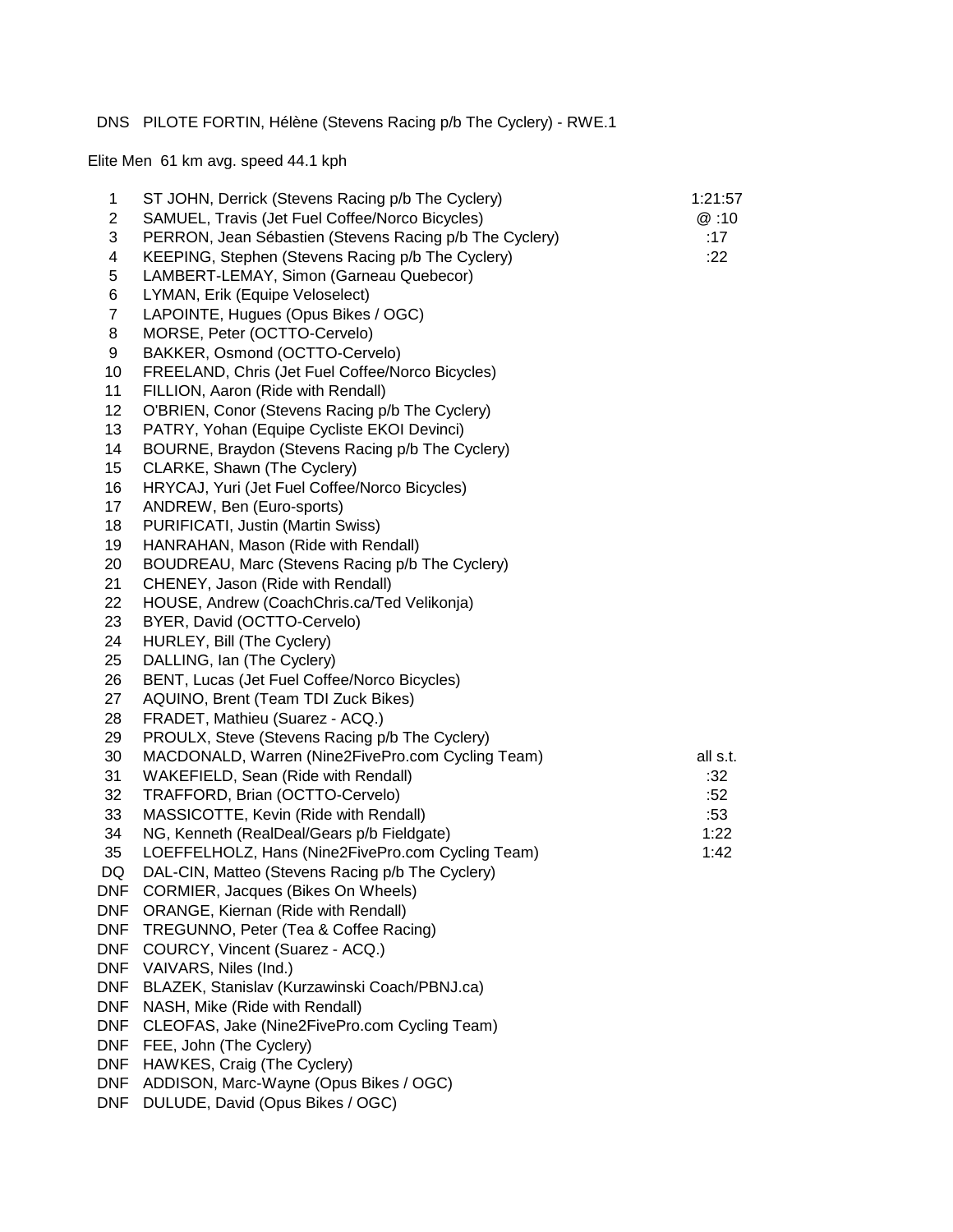DNS PILOTE FORTIN, Hélène (Stevens Racing p/b The Cyclery) - RWE.1

Elite Men 61 km avg. speed 44.1 kph

| | | |
|---|---|---|
| 1 | ST JOHN, Derrick (Stevens Racing p/b The Cyclery) | 1:21:57 |
| 2 | SAMUEL, Travis (Jet Fuel Coffee/Norco Bicycles) | @ :10 |
| 3 | PERRON, Jean Sébastien (Stevens Racing p/b The Cyclery) | :17 |
| 4 | KEEPING, Stephen (Stevens Racing p/b The Cyclery) | :22 |
| 5 | LAMBERT-LEMAY, Simon (Garneau Quebecor) | |
| 6 | LYMAN, Erik (Equipe Veloselect) | |
| 7 | LAPOINTE, Hugues (Opus Bikes / OGC) | |
| 8 | MORSE, Peter (OCTTO-Cervelo) | |
| 9 | BAKKER, Osmond (OCTTO-Cervelo) | |
| 10 | FREELAND, Chris (Jet Fuel Coffee/Norco Bicycles) | |
| 11 | FILLION, Aaron (Ride with Rendall) | |
| 12 | O'BRIEN, Conor (Stevens Racing p/b The Cyclery) | |
| 13 | PATRY, Yohan (Equipe Cycliste EKOI Devinci) | |
| 14 | BOURNE, Braydon (Stevens Racing p/b The Cyclery) | |
| 15 | CLARKE, Shawn (The Cyclery) | |
| 16 | HRYCAJ, Yuri (Jet Fuel Coffee/Norco Bicycles) | |
| 17 | ANDREW, Ben (Euro-sports) | |
| 18 | PURIFICATI, Justin (Martin Swiss) | |
| 19 | HANRAHAN, Mason (Ride with Rendall) | |
| 20 | BOUDREAU, Marc (Stevens Racing p/b The Cyclery) | |
| 21 | CHENEY, Jason (Ride with Rendall) | |
| 22 | HOUSE, Andrew (CoachChris.ca/Ted Velikonja) | |
| 23 | BYER, David (OCTTO-Cervelo) | |
| 24 | HURLEY, Bill (The Cyclery) | |
| 25 | DALLING, Ian (The Cyclery) | |
| 26 | BENT, Lucas (Jet Fuel Coffee/Norco Bicycles) | |
| 27 | AQUINO, Brent (Team TDI Zuck Bikes) | |
| 28 | FRADET, Mathieu (Suarez - ACQ.) | |
| 29 | PROULX, Steve (Stevens Racing p/b The Cyclery) | |
| 30 | MACDONALD, Warren (Nine2FivePro.com Cycling Team) | all s.t. |
| 31 | WAKEFIELD, Sean (Ride with Rendall) | :32 |
| 32 | TRAFFORD, Brian (OCTTO-Cervelo) | :52 |
| 33 | MASSICOTTE, Kevin (Ride with Rendall) | :53 |
| 34 | NG, Kenneth (RealDeal/Gears p/b Fieldgate) | 1:22 |
| 35 | LOEFFELHOLZ, Hans (Nine2FivePro.com Cycling Team) | 1:42 |
| DQ | DAL-CIN, Matteo (Stevens Racing p/b The Cyclery) | |
| DNF | CORMIER, Jacques (Bikes On Wheels) | |
| DNF | ORANGE, Kiernan (Ride with Rendall) | |
| DNF | TREGUNNO, Peter (Tea & Coffee Racing) | |
| DNF | COURCY, Vincent (Suarez - ACQ.) | |
| DNF | VAIVARS, Niles (Ind.) | |
| DNF | BLAZEK, Stanislav (Kurzawinski Coach/PBNJ.ca) | |
| DNF | NASH, Mike (Ride with Rendall) | |
| DNF | CLEOFAS, Jake (Nine2FivePro.com Cycling Team) | |
| DNF | FEE, John (The Cyclery) | |
| DNF | HAWKES, Craig (The Cyclery) | |
| DNF | ADDISON, Marc-Wayne (Opus Bikes / OGC) | |
| DNF | DULUDE, David (Opus Bikes / OGC) | |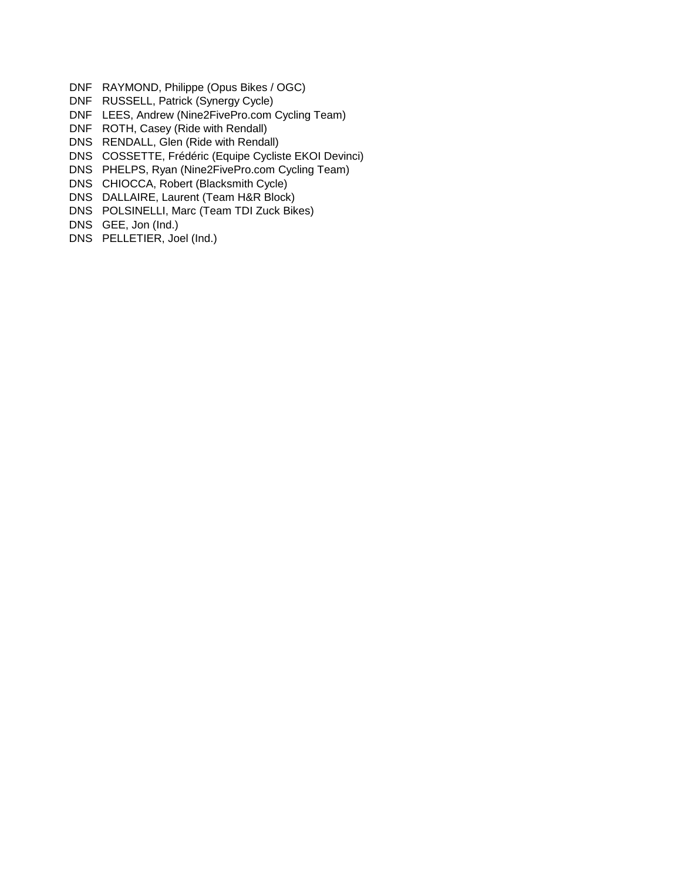| | |
|---|---|
| DNF | RAYMOND, Philippe (Opus Bikes / OGC) |
| DNF | RUSSELL, Patrick (Synergy Cycle) |
| DNF | LEES, Andrew (Nine2FivePro.com Cycling Team) |
| DNF | ROTH, Casey (Ride with Rendall) |
| DNS | RENDALL, Glen (Ride with Rendall) |
| DNS | COSSETTE, Frédéric (Equipe Cycliste EKOI Devinci) |
| DNS | PHELPS, Ryan (Nine2FivePro.com Cycling Team) |
| DNS | CHIOCCA, Robert (Blacksmith Cycle) |
| DNS | DALLAIRE, Laurent (Team H&R Block) |
| DNS | POLSINELLI, Marc (Team TDI Zuck Bikes) |
| DNS | GEE, Jon (Ind.) |
| DNS | PELLETIER, Joel (Ind.) |